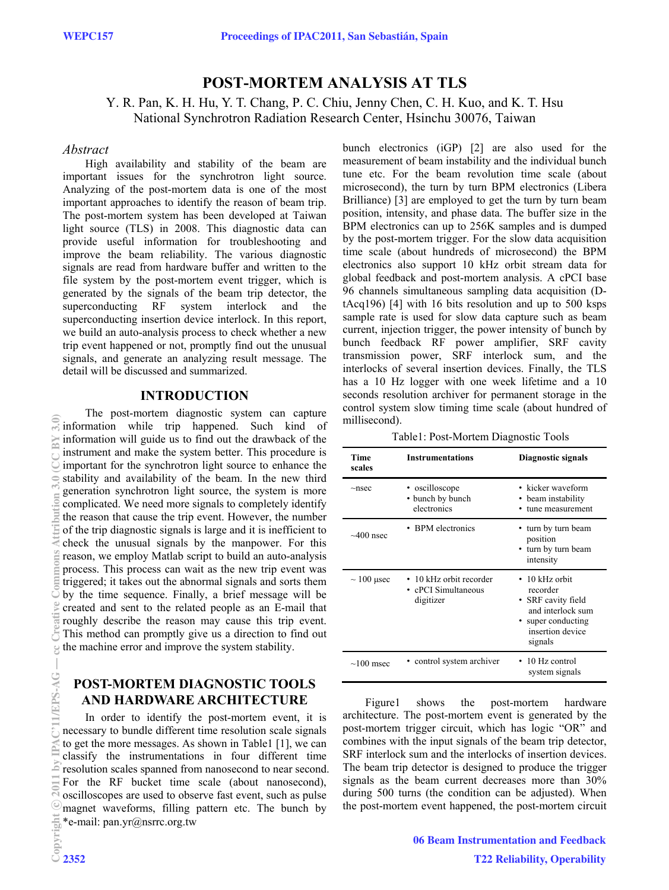# POST-MORTEM ANALYSIS AT TLS

Y. R. Pan, K. H. Hu, Y. T. Chang, P. C. Chiu, Jenny Chen, C. H. Kuo, and K. T. Hsu
National Synchrotron Radiation Research Center, Hsinchu 30076, Taiwan

## *Abstract*

High availability and stability of the beam are important issues for the synchrotron light source. Analyzing of the post-mortem data is one of the most important approaches to identify the reason of beam trip. The post-mortem system has been developed at Taiwan light source (TLS) in 2008. This diagnostic data can provide useful information for troubleshooting and improve the beam reliability. The various diagnostic signals are read from hardware buffer and written to the file system by the post-mortem event trigger, which is generated by the signals of the beam trip detector, the superconducting RF system interlock and the superconducting insertion device interlock. In this report, we build an auto-analysis process to check whether a new trip event happened or not, promptly find out the unusual signals, and generate an analyzing result message. The detail will be discussed and summarized.

## INTRODUCTION

The post-mortem diagnostic system can capture information while trip happened. Such kind of information will guide us to find out the drawback of the instrument and make the system better. This procedure is important for the synchrotron light source to enhance the stability and availability of the beam. In the new third generation synchrotron light source, the system is more complicated. We need more signals to completely identify the reason that cause the trip event. However, the number of the trip diagnostic signals is large and it is inefficient to check the unusual signals by the manpower. For this reason, we employ Matlab script to build an auto-analysis process. This process can wait as the new trip event was triggered; it takes out the abnormal signals and sorts them by the time sequence. Finally, a brief message will be created and sent to the related people as an E-mail that roughly describe the reason may cause this trip event. This method can promptly give us a direction to find out the machine error and improve the system stability.

## POST-MORTEM DIAGNOSTIC TOOLS AND HARDWARE ARCHITECTURE

In order to identify the post-mortem event, it is necessary to bundle different time resolution scale signals to get the more messages. As shown in Table1 [1], we can classify the instrumentations in four different time resolution scales spanned from nanosecond to near second. For the RF bucket time scale (about nanosecond), oscilloscopes are used to observe fast event, such as pulse magnet waveforms, filling pattern etc. The bunch by bunch electronics (iGP) [2] are also used for the measurement of beam instability and the individual bunch tune etc. For the beam revolution time scale (about microsecond), the turn by turn BPM electronics (Libera Brilliance) [3] are employed to get the turn by turn beam position, intensity, and phase data. The buffer size in the BPM electronics can up to 256K samples and is dumped by the post-mortem trigger. For the slow data acquisition time scale (about hundreds of microsecond) the BPM electronics also support 10 kHz orbit stream data for global feedback and post-mortem analysis. A cPCI base 96 channels simultaneous sampling data acquisition (D-tAcq196) [4] with 16 bits resolution and up to 500 ksps sample rate is used for slow data capture such as beam current, injection trigger, the power intensity of bunch by bunch feedback RF power amplifier, SRF cavity transmission power, SRF interlock sum, and the interlocks of several insertion devices. Finally, the TLS has a 10 Hz logger with one week lifetime and a 10 seconds resolution archiver for permanent storage in the control system slow timing time scale (about hundred of millisecond).

Table1: Post-Mortem Diagnostic Tools

| Time scales | Instrumentations | Diagnostic signals |
|---|---|---|
| ~nsec | • oscilloscope<br>• bunch by bunch electronics | • kicker waveform<br>• beam instability<br>• tune measurement |
| ~400 nsec | • BPM electronics | • turn by turn beam position<br>• turn by turn beam intensity |
| ~ 100 µsec | • 10 kHz orbit recorder<br>• cPCI Simultaneous digitizer | • 10 kHz orbit recorder<br>• SRF cavity field and interlock sum<br>• super conducting insertion device signals |
| ~100 msec | • control system archiver | • 10 Hz control system signals |

Figure1 shows the post-mortem hardware architecture. The post-mortem event is generated by the post-mortem trigger circuit, which has logic "OR" and combines with the input signals of the beam trip detector, SRF interlock sum and the interlocks of insertion devices. The beam trip detector is designed to produce the trigger signals as the beam current decreases more than 30% during 500 turns (the condition can be adjusted). When the post-mortem event happened, the post-mortem circuit

*e-mail: pan.yr@nsrrc.org.tw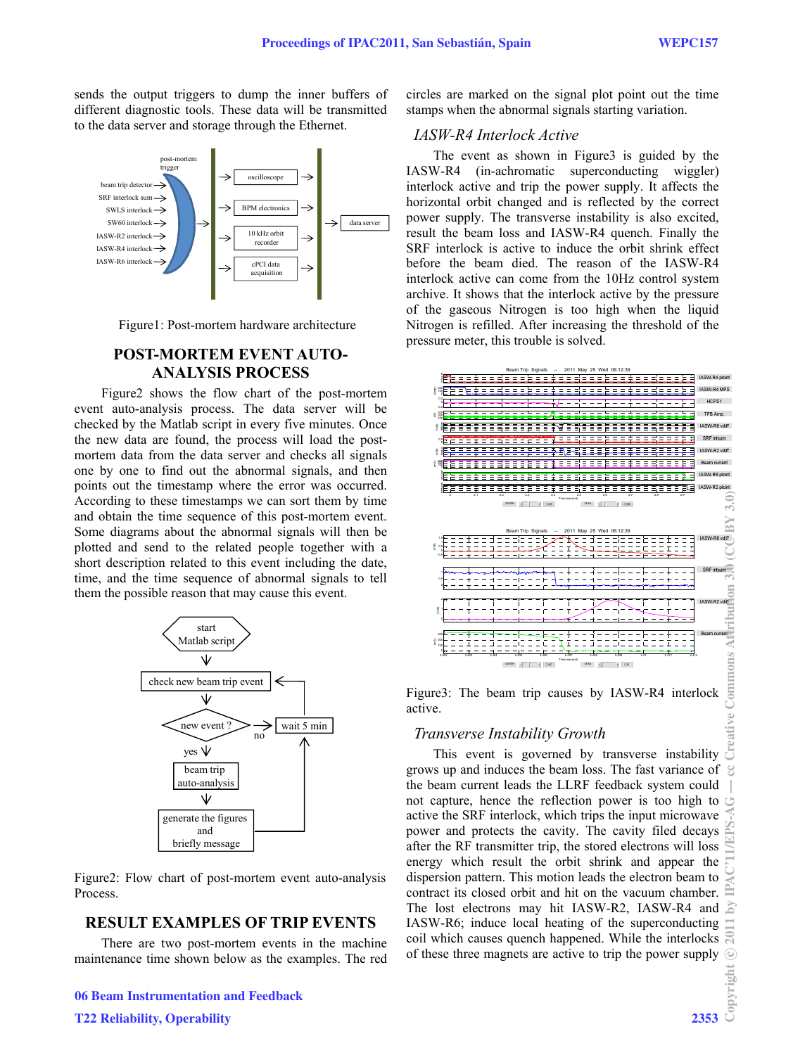sends the output triggers to dump the inner buffers of different diagnostic tools. These data will be transmitted to the data server and storage through the Ethernet.

Figure1: Post-mortem hardware architecture

## POST-MORTEM EVENT AUTO-ANALYSIS PROCESS

Figure2 shows the flow chart of the post-mortem event auto-analysis process. The data server will be checked by the Matlab script in every five minutes. Once the new data are found, the process will load the post-mortem data from the data server and checks all signals one by one to find out the abnormal signals, and then points out the timestamp where the error was occurred. According to these timestamps we can sort them by time and obtain the time sequence of this post-mortem event. Some diagrams about the abnormal signals will then be plotted and send to the related people together with a short description related to this event including the date, time, and the time sequence of abnormal signals to tell them the possible reason that may cause this event.

Figure2: Flow chart of post-mortem event auto-analysis Process.

## RESULT EXAMPLES OF TRIP EVENTS

There are two post-mortem events in the machine maintenance time shown below as the examples. The red circles are marked on the signal plot point out the time stamps when the abnormal signals starting variation.

### *IASW-R4 Interlock Active*

The event as shown in Figure3 is guided by the IASW-R4 (in-achromatic superconducting wiggler) interlock active and trip the power supply. It affects the horizontal orbit changed and is reflected by the correct power supply. The transverse instability is also excited, result the beam loss and IASW-R4 quench. Finally the SRF interlock is active to induce the orbit shrink effect before the beam died. The reason of the IASW-R4 interlock active can come from the 10Hz control system archive. It shows that the interlock active by the pressure of the gaseous Nitrogen is too high when the liquid Nitrogen is refilled. After increasing the threshold of the pressure meter, this trouble is solved.

Figure3: The beam trip causes by IASW-R4 interlock active.

### *Transverse Instability Growth*

This event is governed by transverse instability grows up and induces the beam loss. The fast variance of the beam current leads the LLRF feedback system could not capture, hence the reflection power is too high to active the SRF interlock, which trips the input microwave power and protects the cavity. The cavity filed decays after the RF transmitter trip, the stored electrons will loss energy which result the orbit shrink and appear the dispersion pattern. This motion leads the electron beam to contract its closed orbit and hit on the vacuum chamber. The lost electrons may hit IASW-R2, IASW-R4 and IASW-R6; induce local heating of the superconducting coil which causes quench happened. While the interlocks of these three magnets are active to trip the power supply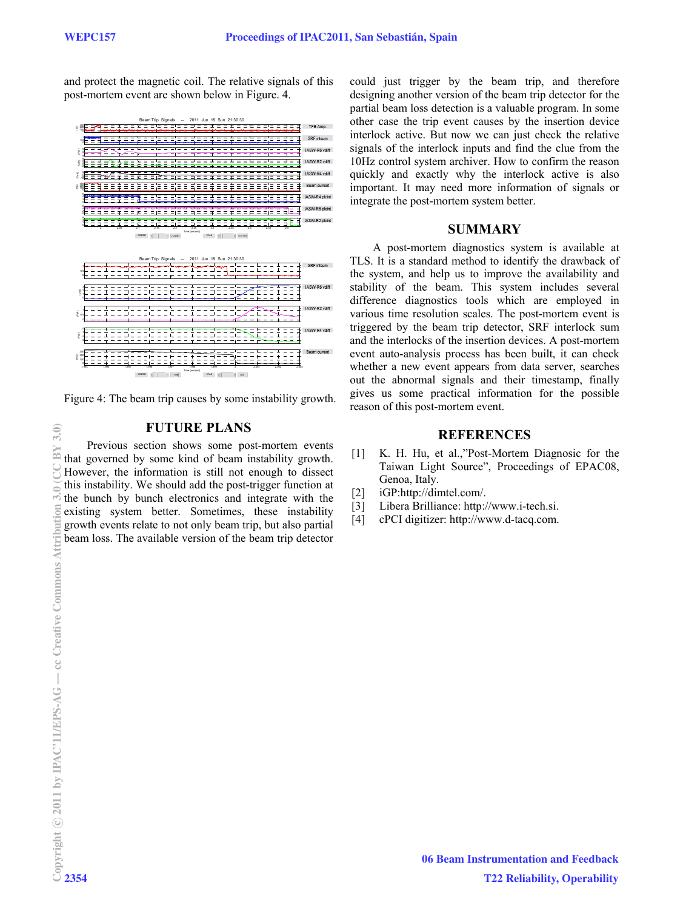and protect the magnetic coil. The relative signals of this post-mortem event are shown below in Figure. 4.

Beam Trip Signals -- 2011 Jun 19 Sun 21:30:30

TFB Amp.

SRF intsum

IASW-R6 vdiff

IASW-R2 vdiff

IASW-R4 vdiff

Beam current

IASW-R4 plcint

IASW-R6 plcint

IASW-R2 plcint

Beam Trip Signals -- 2011 Jun 19 Sun 21:30:30

SRF intsum

IASW-R6 vdiff

IASW-R2 vdiff

IASW-R4 vdiff

Beam current

Figure 4: The beam trip causes by some instability growth.

## FUTURE PLANS

Previous section shows some post-mortem events that governed by some kind of beam instability growth. However, the information is still not enough to dissect this instability. We should add the post-trigger function at the bunch by bunch electronics and integrate with the existing system better. Sometimes, these instability growth events relate to not only beam trip, but also partial beam loss. The available version of the beam trip detector could just trigger by the beam trip, and therefore designing another version of the beam trip detector for the partial beam loss detection is a valuable program. In some other case the trip event causes by the insertion device interlock active. But now we can just check the relative signals of the interlock inputs and find the clue from the 10Hz control system archiver. How to confirm the reason quickly and exactly why the interlock active is also important. It may need more information of signals or integrate the post-mortem system better.

## SUMMARY

A post-mortem diagnostics system is available at TLS. It is a standard method to identify the drawback of the system, and help us to improve the availability and stability of the beam. This system includes several difference diagnostics tools which are employed in various time resolution scales. The post-mortem event is triggered by the beam trip detector, SRF interlock sum and the interlocks of the insertion devices. A post-mortem event auto-analysis process has been built, it can check whether a new event appears from data server, searches out the abnormal signals and their timestamp, finally gives us some practical information for the possible reason of this post-mortem event.

## REFERENCES

[1] K. H. Hu, et al.,"Post-Mortem Diagnostic for the Taiwan Light Source", Proceedings of EPAC08, Genoa, Italy.

[2] iGP:http://dimtel.com/.

[3] Libera Brilliance: http://www.i-tech.si.

[4] cPCI digitizer: http://www.d-tacq.com.